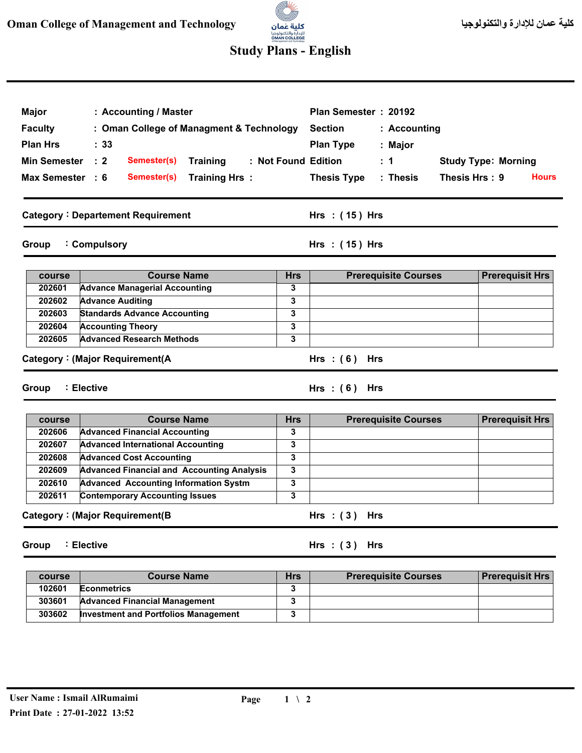Oman College of Management and Technology | كلية عمان للإدارة والتكنولوجيا

# Study Plans - English

| | | | | | | | | |
|---|---|---|---|---|---|---|---|---|
| Major | : Accounting / Master | | | | Plan Semester | : 20192 | | |
| Faculty | : Oman College of Managment & Technology | | | | Section | : Accounting | | |
| Plan Hrs | : 33 | | | | Plan Type | : Major | | |
| Min Semester | : 2 | Semester(s) | Training | : Not Found | Edition | : 1 | Study Type: Morning | |
| Max Semester | : 6 | Semester(s) | Training Hrs : | | Thesis Type | : Thesis | Thesis Hrs : 9 | Hours |

**Category : Departement Requirement** — Hrs : ( 15 ) Hrs

**Group : Compulsory** — Hrs : ( 15 ) Hrs

| course | Course Name | Hrs | Prerequisite Courses | Prerequisit Hrs |
|---|---|---|---|---|
| 202601 | Advance Managerial Accounting | 3 | | |
| 202602 | Advance Auditing | 3 | | |
| 202603 | Standards Advance Accounting | 3 | | |
| 202604 | Accounting Theory | 3 | | |
| 202605 | Advanced Research Methods | 3 | | |

**Category : (Major Requirement(A** — Hrs : ( 6 ) Hrs

**Group : Elective** — Hrs : ( 6 ) Hrs

| course | Course Name | Hrs | Prerequisite Courses | Prerequisit Hrs |
|---|---|---|---|---|
| 202606 | Advanced Financial Accounting | 3 | | |
| 202607 | Advanced International Accounting | 3 | | |
| 202608 | Advanced Cost Accounting | 3 | | |
| 202609 | Advanced Financial and Accounting Analysis | 3 | | |
| 202610 | Advanced Accounting Information Systm | 3 | | |
| 202611 | Contemporary Accounting Issues | 3 | | |

**Category : (Major Requirement(B** — Hrs : ( 3 ) Hrs

**Group : Elective** — Hrs : ( 3 ) Hrs

| course | Course Name | Hrs | Prerequisite Courses | Prerequisit Hrs |
|---|---|---|---|---|
| 102601 | Econmetrics | 3 | | |
| 303601 | Advanced Financial Management | 3 | | |
| 303602 | Investment and Portfolios Management | 3 | | |

User Name : Ismail AlRumaimi
Print Date : 27-01-2022 13:52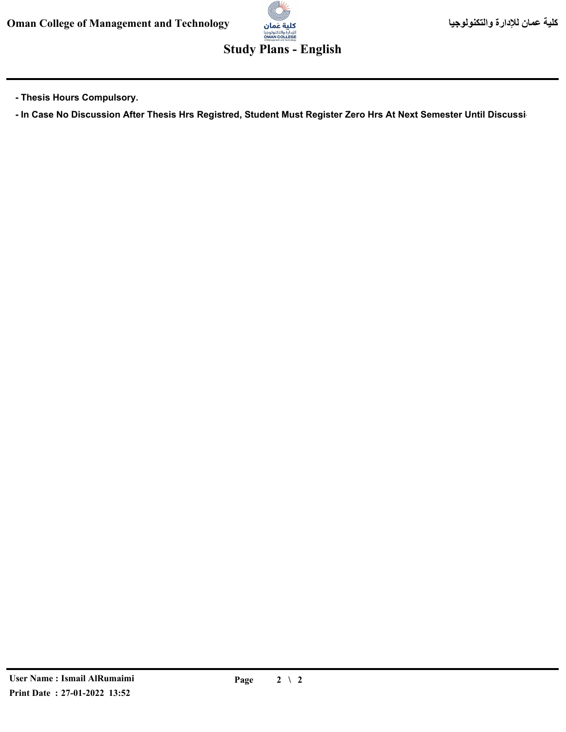- Thesis Hours Compulsory.
- In Case No Discussion After Thesis Hrs Registred, Student Must Register Zero Hrs At Next Semester Until Discussi